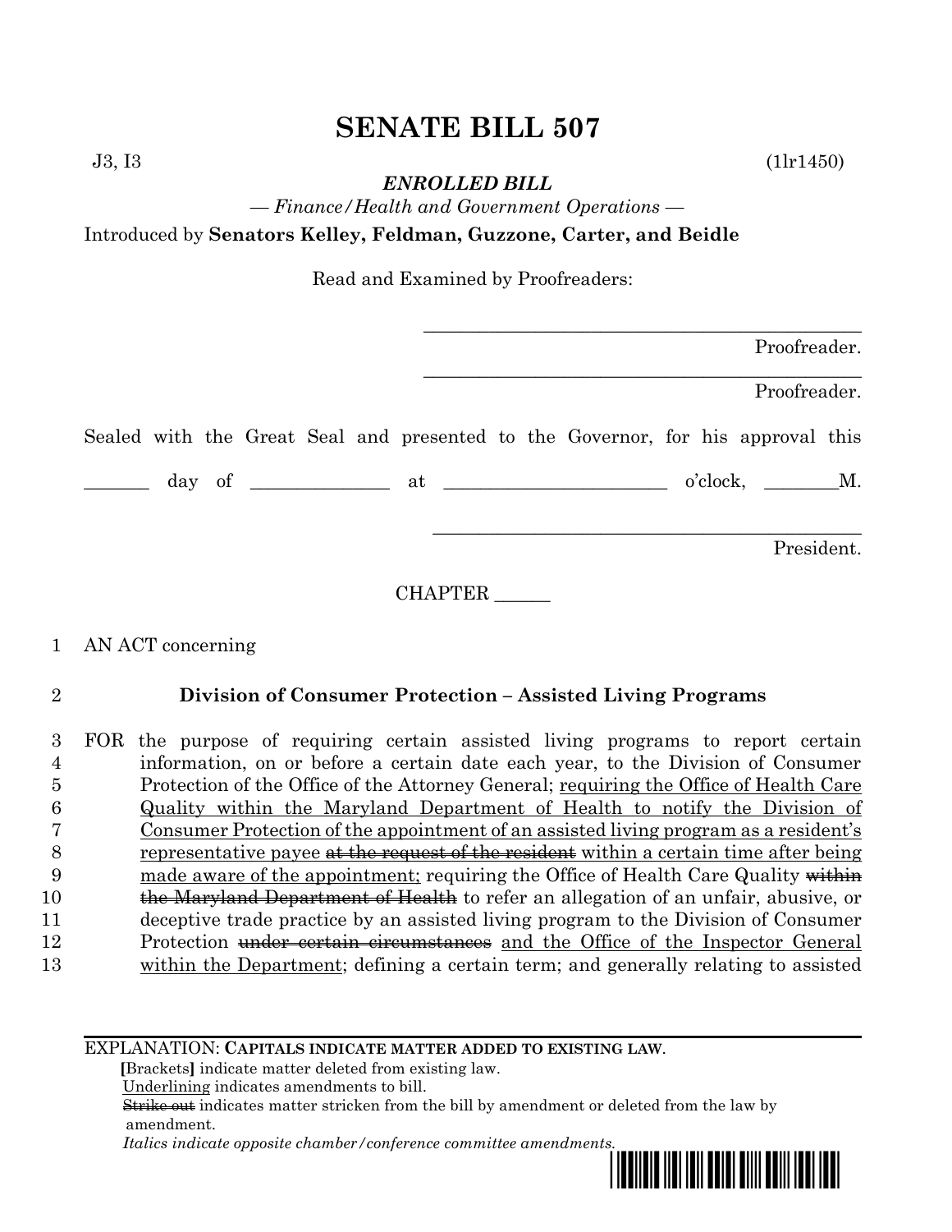# SENATE BILL 507

J3, I3 (1lr1450)

***ENROLLED BILL***

*— Finance/Health and Government Operations —*

Introduced by **Senators Kelley, Feldman, Guzzone, Carter, and Beidle**

Read and Examined by Proofreaders:

_______________________________________________ Proofreader.

_______________________________________________ Proofreader.

Sealed with the Great Seal and presented to the Governor, for his approval this

_______ day of ______________ at _______________________ o'clock, ________M.

_______________________________________________ President.

CHAPTER ______

1 AN ACT concerning

2 **Division of Consumer Protection – Assisted Living Programs**

3 FOR the purpose of requiring certain assisted living programs to report certain
4 information, on or before a certain date each year, to the Division of Consumer
5 Protection of the Office of the Attorney General; <u>requiring the Office of Health Care</u>
6 <u>Quality within the Maryland Department of Health to notify the Division of</u>
7 <u>Consumer Protection of the appointment of an assisted living program as a resident's</u>
8 <u>representative payee</u> ~~at the request of the resident~~ <u>within a certain time after being</u>
9 <u>made aware of the appointment;</u> requiring the Office of Health Care Quality ~~within~~
10 ~~the Maryland Department of Health~~ to refer an allegation of an unfair, abusive, or
11 deceptive trade practice by an assisted living program to the Division of Consumer
12 Protection ~~under certain circumstances~~ <u>and the Office of the Inspector General</u>
13 <u>within the Department</u>; defining a certain term; and generally relating to assisted

EXPLANATION: **CAPITALS INDICATE MATTER ADDED TO EXISTING LAW.**
**[**Brackets**]** indicate matter deleted from existing law.
<u>Underlining</u> indicates amendments to bill.
~~Strike out~~ indicates matter stricken from the bill by amendment or deleted from the law by amendment.
*Italics indicate opposite chamber/conference committee amendments.*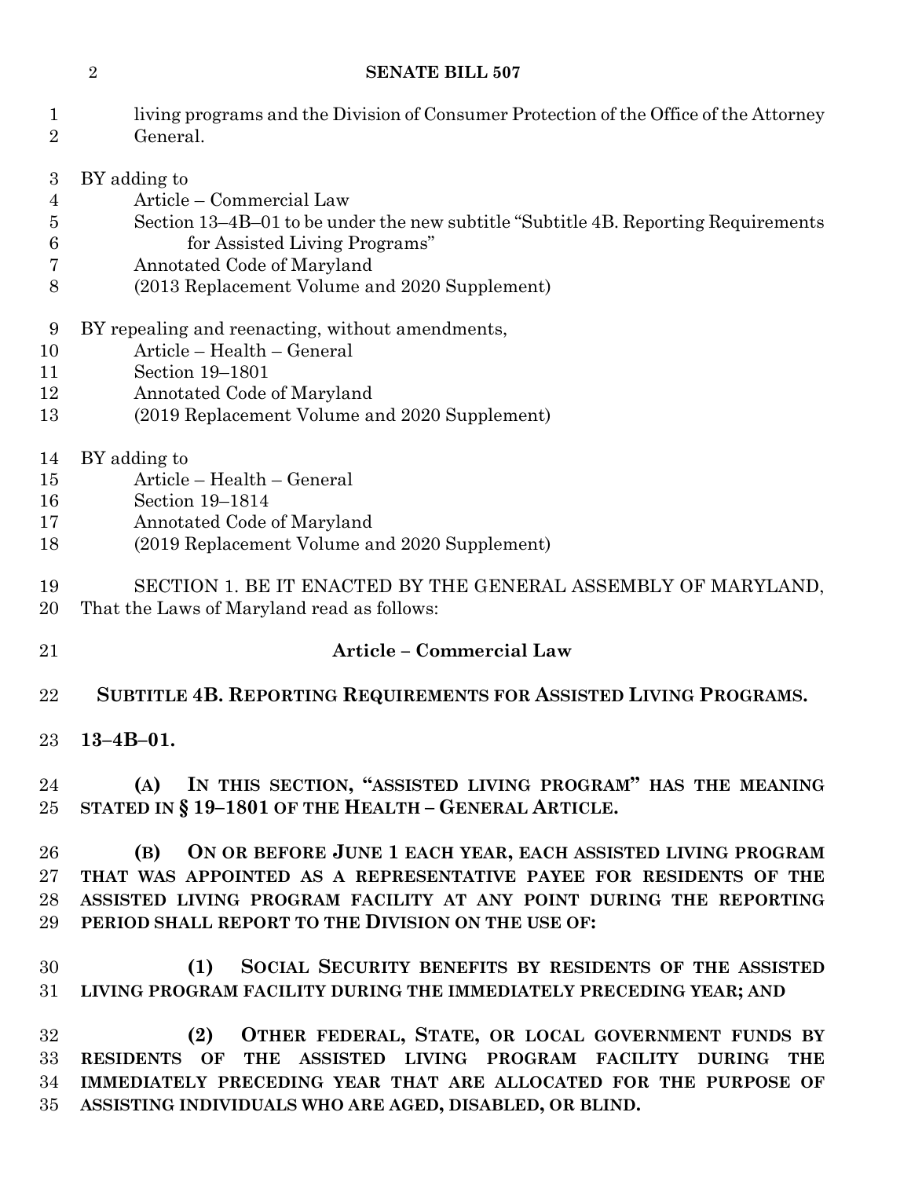living programs and the Division of Consumer Protection of the Office of the Attorney General.

BY adding to
Article – Commercial Law
Section 13–4B–01 to be under the new subtitle "Subtitle 4B. Reporting Requirements for Assisted Living Programs"
Annotated Code of Maryland
(2013 Replacement Volume and 2020 Supplement)

BY repealing and reenacting, without amendments,
Article – Health – General
Section 19–1801
Annotated Code of Maryland
(2019 Replacement Volume and 2020 Supplement)

BY adding to
Article – Health – General
Section 19–1814
Annotated Code of Maryland
(2019 Replacement Volume and 2020 Supplement)

SECTION 1. BE IT ENACTED BY THE GENERAL ASSEMBLY OF MARYLAND, That the Laws of Maryland read as follows:

**Article – Commercial Law**

**SUBTITLE 4B. REPORTING REQUIREMENTS FOR ASSISTED LIVING PROGRAMS.**

**13–4B–01.**

**(A) IN THIS SECTION, "ASSISTED LIVING PROGRAM" HAS THE MEANING STATED IN § 19–1801 OF THE HEALTH – GENERAL ARTICLE.**

**(B) ON OR BEFORE JUNE 1 EACH YEAR, EACH ASSISTED LIVING PROGRAM THAT WAS APPOINTED AS A REPRESENTATIVE PAYEE FOR RESIDENTS OF THE ASSISTED LIVING PROGRAM FACILITY AT ANY POINT DURING THE REPORTING PERIOD SHALL REPORT TO THE DIVISION ON THE USE OF:**

**(1) SOCIAL SECURITY BENEFITS BY RESIDENTS OF THE ASSISTED LIVING PROGRAM FACILITY DURING THE IMMEDIATELY PRECEDING YEAR; AND**

**(2) OTHER FEDERAL, STATE, OR LOCAL GOVERNMENT FUNDS BY RESIDENTS OF THE ASSISTED LIVING PROGRAM FACILITY DURING THE IMMEDIATELY PRECEDING YEAR THAT ARE ALLOCATED FOR THE PURPOSE OF ASSISTING INDIVIDUALS WHO ARE AGED, DISABLED, OR BLIND.**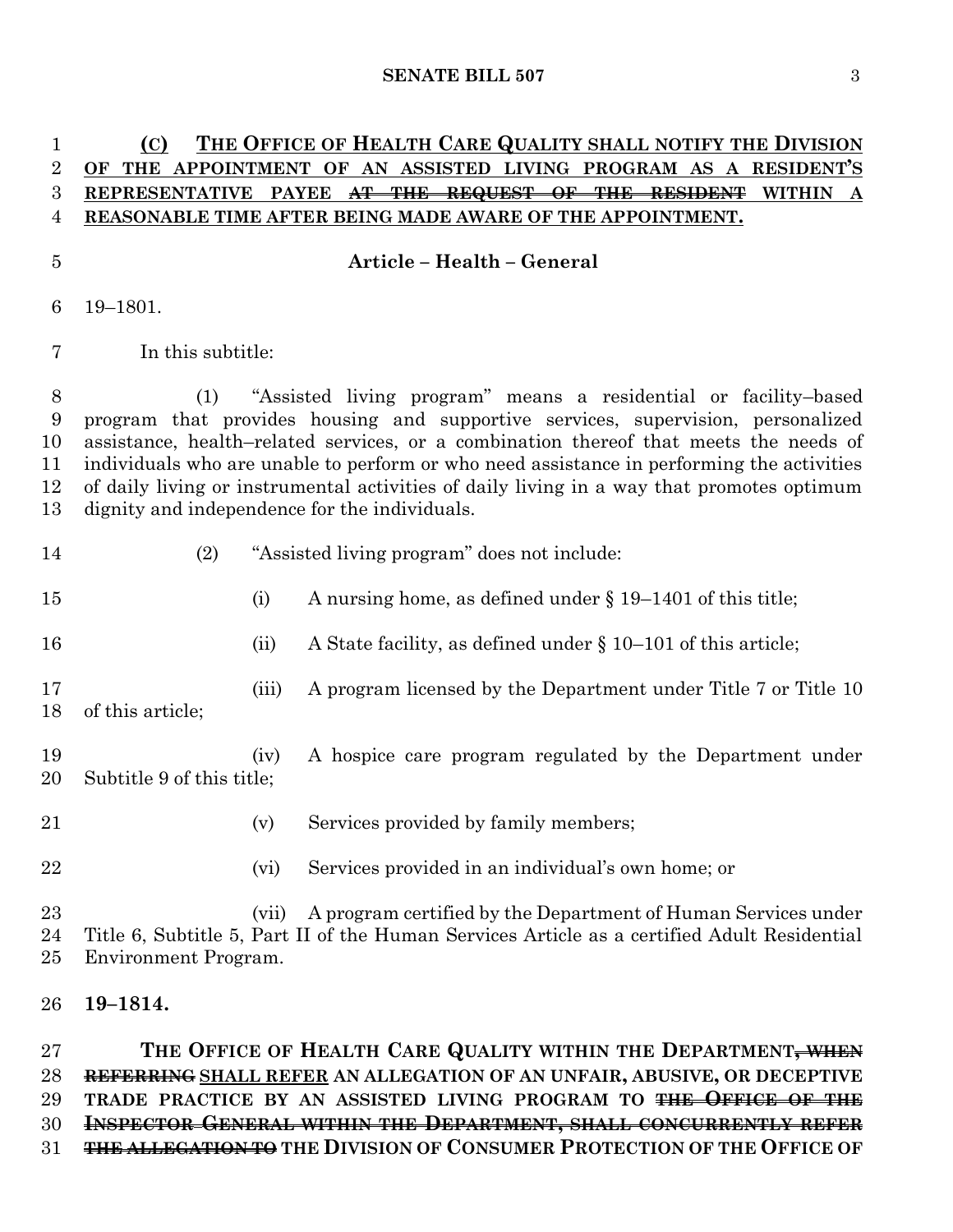**(C) THE OFFICE OF HEALTH CARE QUALITY SHALL NOTIFY THE DIVISION OF THE APPOINTMENT OF AN ASSISTED LIVING PROGRAM AS A RESIDENT'S REPRESENTATIVE PAYEE ~~AT THE REQUEST OF THE RESIDENT~~ WITHIN A REASONABLE TIME AFTER BEING MADE AWARE OF THE APPOINTMENT.**

## Article – Health – General

19–1801.

In this subtitle:

(1) "Assisted living program" means a residential or facility–based program that provides housing and supportive services, supervision, personalized assistance, health–related services, or a combination thereof that meets the needs of individuals who are unable to perform or who need assistance in performing the activities of daily living or instrumental activities of daily living in a way that promotes optimum dignity and independence for the individuals.

(2) "Assisted living program" does not include:

(i) A nursing home, as defined under § 19–1401 of this title;

(ii) A State facility, as defined under § 10–101 of this article;

(iii) A program licensed by the Department under Title 7 or Title 10 of this article;

(iv) A hospice care program regulated by the Department under Subtitle 9 of this title;

(v) Services provided by family members;

(vi) Services provided in an individual's own home; or

(vii) A program certified by the Department of Human Services under Title 6, Subtitle 5, Part II of the Human Services Article as a certified Adult Residential Environment Program.

**19–1814.**

**THE OFFICE OF HEALTH CARE QUALITY WITHIN THE DEPARTMENT~~, WHEN REFERRING~~ SHALL REFER AN ALLEGATION OF AN UNFAIR, ABUSIVE, OR DECEPTIVE TRADE PRACTICE BY AN ASSISTED LIVING PROGRAM TO ~~THE OFFICE OF THE INSPECTOR GENERAL WITHIN THE DEPARTMENT, SHALL CONCURRENTLY REFER THE ALLEGATION TO~~ THE DIVISION OF CONSUMER PROTECTION OF THE OFFICE OF**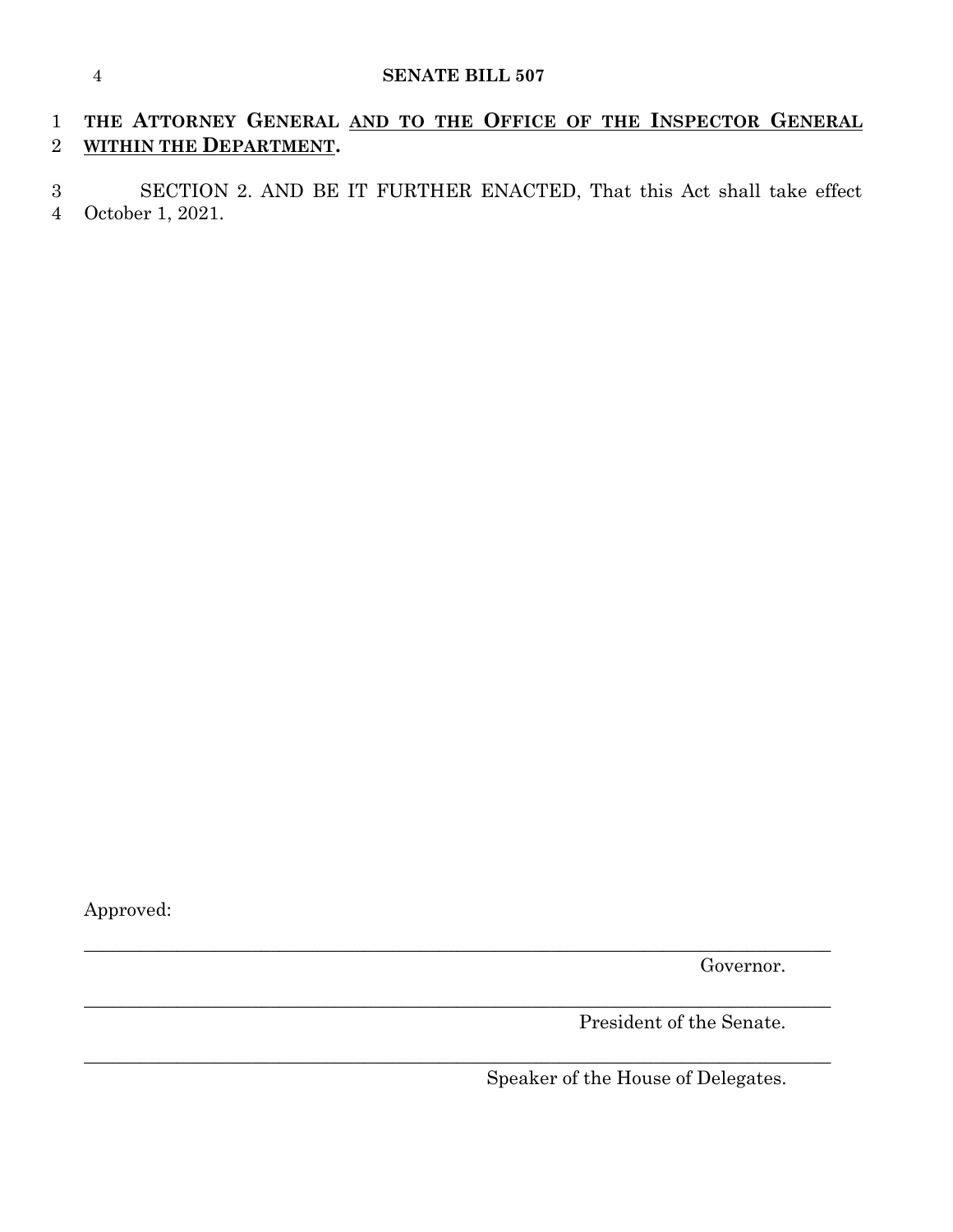**THE ATTORNEY GENERAL** <u>**AND TO THE OFFICE OF THE INSPECTOR GENERAL WITHIN THE DEPARTMENT**</u>**.**

SECTION 2. AND BE IT FURTHER ENACTED, That this Act shall take effect October 1, 2021.

Approved:

\_\_\_\_\_\_\_\_\_\_\_\_\_\_\_\_\_\_\_\_\_\_\_\_\_\_\_\_\_\_\_\_\_\_\_\_\_\_\_\_\_\_\_\_\_\_\_\_\_\_\_\_\_\_\_\_\_\_\_\_\_\_\_\_\_\_\_\_\_\_\_\_\_\_\_\_\_\_
Governor.

\_\_\_\_\_\_\_\_\_\_\_\_\_\_\_\_\_\_\_\_\_\_\_\_\_\_\_\_\_\_\_\_\_\_\_\_\_\_\_\_\_\_\_\_\_\_\_\_\_\_\_\_\_\_\_\_\_\_\_\_\_\_\_\_\_\_\_\_\_\_\_\_\_\_\_\_\_\_
President of the Senate.

\_\_\_\_\_\_\_\_\_\_\_\_\_\_\_\_\_\_\_\_\_\_\_\_\_\_\_\_\_\_\_\_\_\_\_\_\_\_\_\_\_\_\_\_\_\_\_\_\_\_\_\_\_\_\_\_\_\_\_\_\_\_\_\_\_\_\_\_\_\_\_\_\_\_\_\_\_\_
Speaker of the House of Delegates.